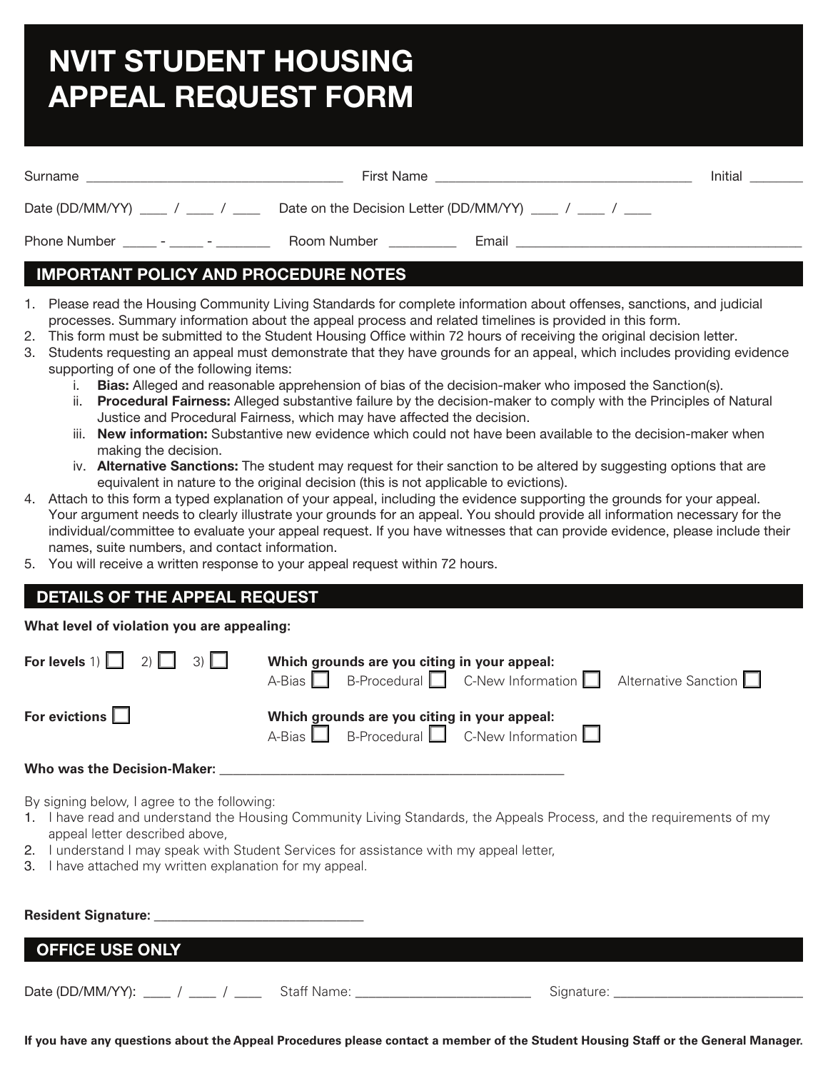# NVIT STUDENT HOUSING APPEAL REQUEST FORM

Surname ______________________ First Name ______________________ Initial ______

Date (DD/MM/YY) ____ / ____ / ____ Date on the Decision Letter (DD/MM/YY) ____ / ____ / ____

Phone Number _____ - _____ - _______ Room Number _________ Email ______________________

## IMPORTANT POLICY AND PROCEDURE NOTES

1. Please read the Housing Community Living Standards for complete information about offenses, sanctions, and judicial processes. Summary information about the appeal process and related timelines is provided in this form.
2. This form must be submitted to the Student Housing Office within 72 hours of receiving the original decision letter.
3. Students requesting an appeal must demonstrate that they have grounds for an appeal, which includes providing evidence supporting of one of the following items:
   i. **Bias:** Alleged and reasonable apprehension of bias of the decision-maker who imposed the Sanction(s).
   ii. **Procedural Fairness:** Alleged substantive failure by the decision-maker to comply with the Principles of Natural Justice and Procedural Fairness, which may have affected the decision.
   iii. **New information:** Substantive new evidence which could not have been available to the decision-maker when making the decision.
   iv. **Alternative Sanctions:** The student may request for their sanction to be altered by suggesting options that are equivalent in nature to the original decision (this is not applicable to evictions).
4. Attach to this form a typed explanation of your appeal, including the evidence supporting the grounds for your appeal. Your argument needs to clearly illustrate your grounds for an appeal. You should provide all information necessary for the individual/committee to evaluate your appeal request. If you have witnesses that can provide evidence, please include their names, suite numbers, and contact information.
5. You will receive a written response to your appeal request within 72 hours.

## DETAILS OF THE APPEAL REQUEST

**What level of violation you are appealing:**

**For levels** 1) ☐ 2) ☐ 3) ☐

**Which grounds are you citing in your appeal:**
A-Bias ☐ B-Procedural ☐ C-New Information ☐ Alternative Sanction ☐

**For evictions** ☐

**Which grounds are you citing in your appeal:**
A-Bias ☐ B-Procedural ☐ C-New Information ☐

**Who was the Decision-Maker:** ______________________

By signing below, I agree to the following:

1. I have read and understand the Housing Community Living Standards, the Appeals Process, and the requirements of my appeal letter described above,
2. I understand I may speak with Student Services for assistance with my appeal letter,
3. I have attached my written explanation for my appeal.

**Resident Signature:** ______________________

## OFFICE USE ONLY

Date (DD/MM/YY): ____ / ____ / ____ Staff Name: ______________________ Signature: ______________________

**If you have any questions about the Appeal Procedures please contact a member of the Student Housing Staff or the General Manager.**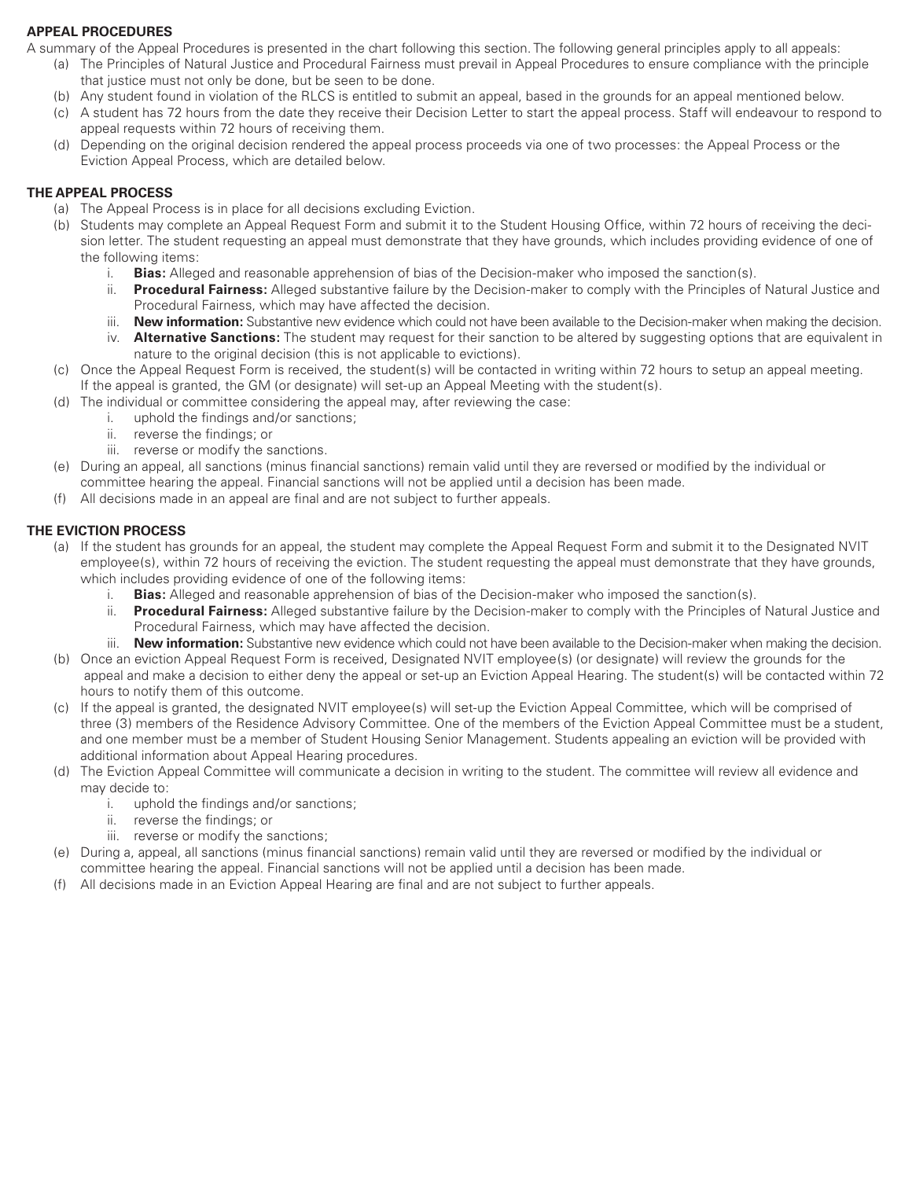## APPEAL PROCEDURES

A summary of the Appeal Procedures is presented in the chart following this section. The following general principles apply to all appeals:

(a) The Principles of Natural Justice and Procedural Fairness must prevail in Appeal Procedures to ensure compliance with the principle that justice must not only be done, but be seen to be done.

(b) Any student found in violation of the RLCS is entitled to submit an appeal, based in the grounds for an appeal mentioned below.

(c) A student has 72 hours from the date they receive their Decision Letter to start the appeal process. Staff will endeavour to respond to appeal requests within 72 hours of receiving them.

(d) Depending on the original decision rendered the appeal process proceeds via one of two processes: the Appeal Process or the Eviction Appeal Process, which are detailed below.

## THE APPEAL PROCESS

(a) The Appeal Process is in place for all decisions excluding Eviction.

(b) Students may complete an Appeal Request Form and submit it to the Student Housing Office, within 72 hours of receiving the decision letter. The student requesting an appeal must demonstrate that they have grounds, which includes providing evidence of one of the following items:

   i. **Bias:** Alleged and reasonable apprehension of bias of the Decision-maker who imposed the sanction(s).
   ii. **Procedural Fairness:** Alleged substantive failure by the Decision-maker to comply with the Principles of Natural Justice and Procedural Fairness, which may have affected the decision.
   iii. **New information:** Substantive new evidence which could not have been available to the Decision-maker when making the decision.
   iv. **Alternative Sanctions:** The student may request for their sanction to be altered by suggesting options that are equivalent in nature to the original decision (this is not applicable to evictions).

(c) Once the Appeal Request Form is received, the student(s) will be contacted in writing within 72 hours to setup an appeal meeting. If the appeal is granted, the GM (or designate) will set-up an Appeal Meeting with the student(s).

(d) The individual or committee considering the appeal may, after reviewing the case:

   i. uphold the findings and/or sanctions;
   ii. reverse the findings; or
   iii. reverse or modify the sanctions.

(e) During an appeal, all sanctions (minus financial sanctions) remain valid until they are reversed or modified by the individual or committee hearing the appeal. Financial sanctions will not be applied until a decision has been made.

(f) All decisions made in an appeal are final and are not subject to further appeals.

## THE EVICTION PROCESS

(a) If the student has grounds for an appeal, the student may complete the Appeal Request Form and submit it to the Designated NVIT employee(s), within 72 hours of receiving the eviction. The student requesting the appeal must demonstrate that they have grounds, which includes providing evidence of one of the following items:

   i. **Bias:** Alleged and reasonable apprehension of bias of the Decision-maker who imposed the sanction(s).
   ii. **Procedural Fairness:** Alleged substantive failure by the Decision-maker to comply with the Principles of Natural Justice and Procedural Fairness, which may have affected the decision.
   iii. **New information:** Substantive new evidence which could not have been available to the Decision-maker when making the decision.

(b) Once an eviction Appeal Request Form is received, Designated NVIT employee(s) (or designate) will review the grounds for the appeal and make a decision to either deny the appeal or set-up an Eviction Appeal Hearing. The student(s) will be contacted within 72 hours to notify them of this outcome.

(c) If the appeal is granted, the designated NVIT employee(s) will set-up the Eviction Appeal Committee, which will be comprised of three (3) members of the Residence Advisory Committee. One of the members of the Eviction Appeal Committee must be a student, and one member must be a member of Student Housing Senior Management. Students appealing an eviction will be provided with additional information about Appeal Hearing procedures.

(d) The Eviction Appeal Committee will communicate a decision in writing to the student. The committee will review all evidence and may decide to:

   i. uphold the findings and/or sanctions;
   ii. reverse the findings; or
   iii. reverse or modify the sanctions;

(e) During a, appeal, all sanctions (minus financial sanctions) remain valid until they are reversed or modified by the individual or committee hearing the appeal. Financial sanctions will not be applied until a decision has been made.

(f) All decisions made in an Eviction Appeal Hearing are final and are not subject to further appeals.